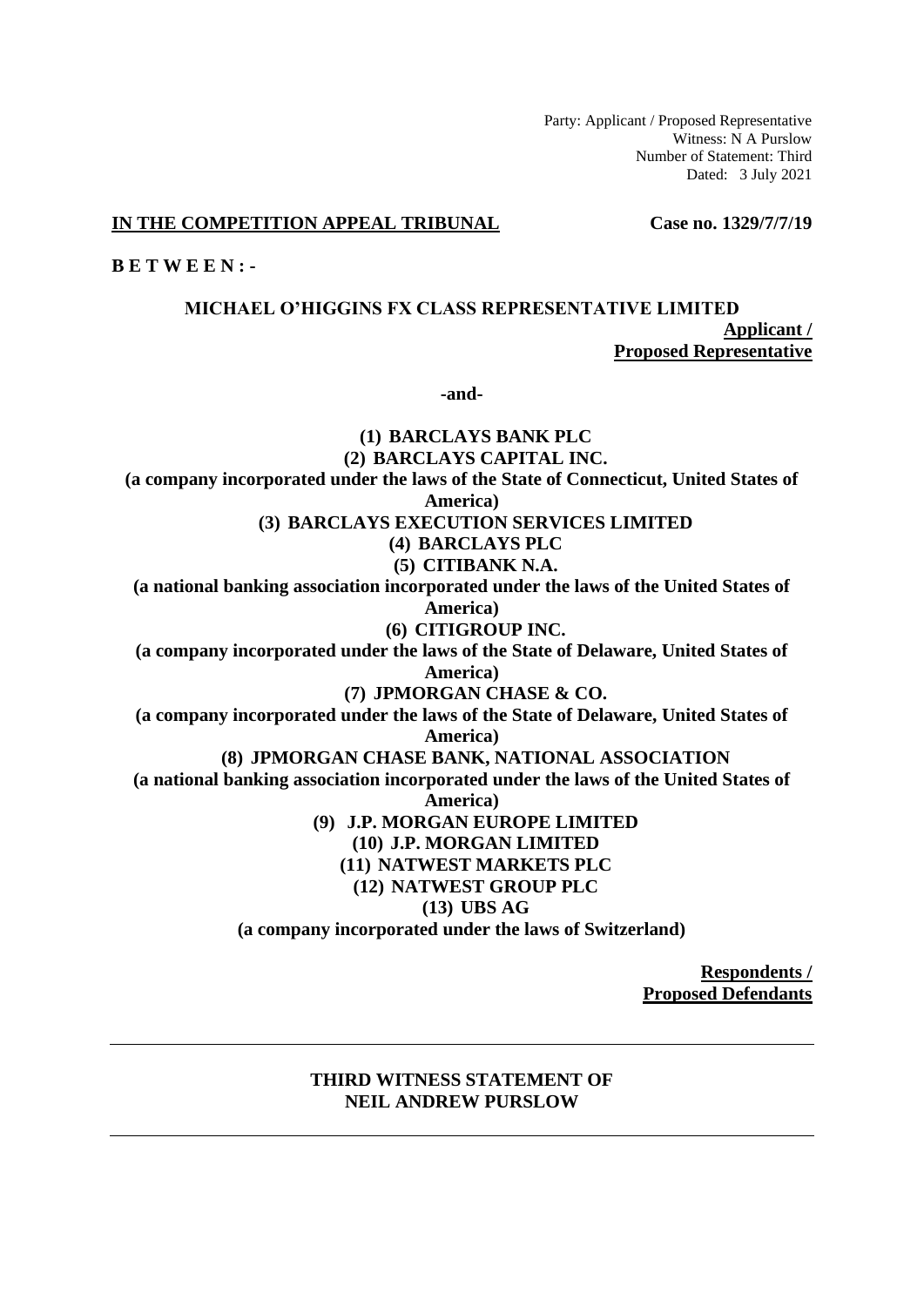Party: Applicant / Proposed Representative
Witness: N A Purslow
Number of Statement: Third
Dated: 3 July 2021

**IN THE COMPETITION APPEAL TRIBUNAL** **Case no. 1329/7/7/19**

**B E T W E E N : -**

**MICHAEL O'HIGGINS FX CLASS REPRESENTATIVE LIMITED**

**Applicant / Proposed Representative**

**-and-**

**(1) BARCLAYS BANK PLC**

**(2) BARCLAYS CAPITAL INC.**

**(a company incorporated under the laws of the State of Connecticut, United States of America)**

**(3) BARCLAYS EXECUTION SERVICES LIMITED**

**(4) BARCLAYS PLC**

**(5) CITIBANK N.A.**

**(a national banking association incorporated under the laws of the United States of America)**

**(6) CITIGROUP INC.**

**(a company incorporated under the laws of the State of Delaware, United States of America)**

**(7) JPMORGAN CHASE & CO.**

**(a company incorporated under the laws of the State of Delaware, United States of America)**

**(8) JPMORGAN CHASE BANK, NATIONAL ASSOCIATION**

**(a national banking association incorporated under the laws of the United States of America)**

**(9) J.P. MORGAN EUROPE LIMITED**

**(10) J.P. MORGAN LIMITED**

**(11) NATWEST MARKETS PLC**

**(12) NATWEST GROUP PLC**

**(13) UBS AG**

**(a company incorporated under the laws of Switzerland)**

**Respondents / Proposed Defendants**

---

**THIRD WITNESS STATEMENT OF NEIL ANDREW PURSLOW**

---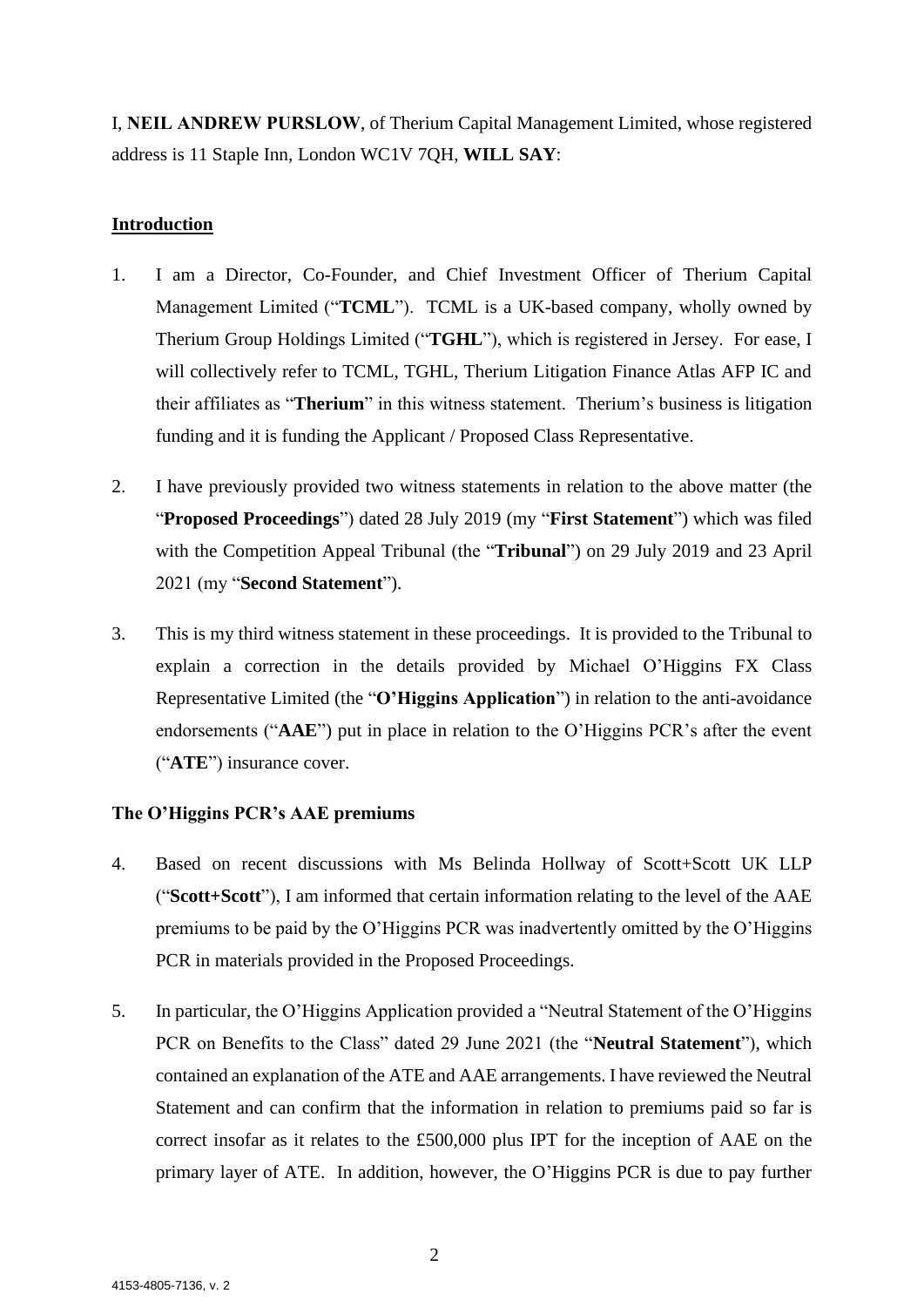I, **NEIL ANDREW PURSLOW**, of Therium Capital Management Limited, whose registered address is 11 Staple Inn, London WC1V 7QH, **WILL SAY**:

## Introduction

1. I am a Director, Co-Founder, and Chief Investment Officer of Therium Capital Management Limited ("**TCML**"). TCML is a UK-based company, wholly owned by Therium Group Holdings Limited ("**TGHL**"), which is registered in Jersey. For ease, I will collectively refer to TCML, TGHL, Therium Litigation Finance Atlas AFP IC and their affiliates as "**Therium**" in this witness statement. Therium's business is litigation funding and it is funding the Applicant / Proposed Class Representative.

2. I have previously provided two witness statements in relation to the above matter (the "**Proposed Proceedings**") dated 28 July 2019 (my "**First Statement**") which was filed with the Competition Appeal Tribunal (the "**Tribunal**") on 29 July 2019 and 23 April 2021 (my "**Second Statement**").

3. This is my third witness statement in these proceedings. It is provided to the Tribunal to explain a correction in the details provided by Michael O'Higgins FX Class Representative Limited (the "**O'Higgins Application**") in relation to the anti-avoidance endorsements ("**AAE**") put in place in relation to the O'Higgins PCR's after the event ("**ATE**") insurance cover.

## The O'Higgins PCR's AAE premiums

4. Based on recent discussions with Ms Belinda Hollway of Scott+Scott UK LLP ("**Scott+Scott**"), I am informed that certain information relating to the level of the AAE premiums to be paid by the O'Higgins PCR was inadvertently omitted by the O'Higgins PCR in materials provided in the Proposed Proceedings.

5. In particular, the O'Higgins Application provided a "Neutral Statement of the O'Higgins PCR on Benefits to the Class" dated 29 June 2021 (the "**Neutral Statement**"), which contained an explanation of the ATE and AAE arrangements. I have reviewed the Neutral Statement and can confirm that the information in relation to premiums paid so far is correct insofar as it relates to the £500,000 plus IPT for the inception of AAE on the primary layer of ATE. In addition, however, the O'Higgins PCR is due to pay further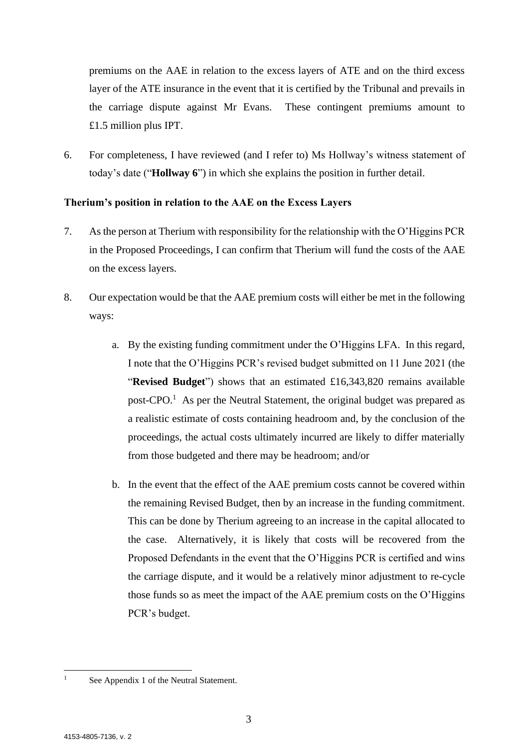premiums on the AAE in relation to the excess layers of ATE and on the third excess layer of the ATE insurance in the event that it is certified by the Tribunal and prevails in the carriage dispute against Mr Evans. These contingent premiums amount to £1.5 million plus IPT.

6. For completeness, I have reviewed (and I refer to) Ms Hollway's witness statement of today's date ("**Hollway 6**") in which she explains the position in further detail.

**Therium's position in relation to the AAE on the Excess Layers**

7. As the person at Therium with responsibility for the relationship with the O'Higgins PCR in the Proposed Proceedings, I can confirm that Therium will fund the costs of the AAE on the excess layers.

8. Our expectation would be that the AAE premium costs will either be met in the following ways:

   a. By the existing funding commitment under the O'Higgins LFA. In this regard, I note that the O'Higgins PCR's revised budget submitted on 11 June 2021 (the "**Revised Budget**") shows that an estimated £16,343,820 remains available post-CPO.[1] As per the Neutral Statement, the original budget was prepared as a realistic estimate of costs containing headroom and, by the conclusion of the proceedings, the actual costs ultimately incurred are likely to differ materially from those budgeted and there may be headroom; and/or

   b. In the event that the effect of the AAE premium costs cannot be covered within the remaining Revised Budget, then by an increase in the funding commitment. This can be done by Therium agreeing to an increase in the capital allocated to the case. Alternatively, it is likely that costs will be recovered from the Proposed Defendants in the event that the O'Higgins PCR is certified and wins the carriage dispute, and it would be a relatively minor adjustment to re-cycle those funds so as meet the impact of the AAE premium costs on the O'Higgins PCR's budget.

[1] See Appendix 1 of the Neutral Statement.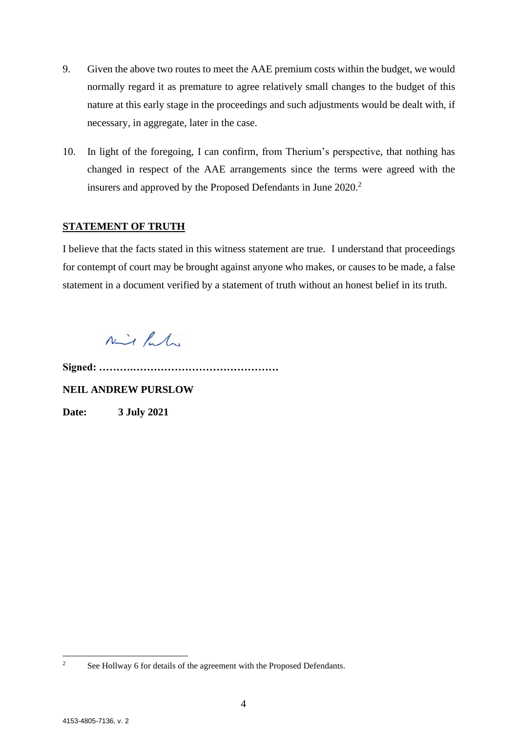9. Given the above two routes to meet the AAE premium costs within the budget, we would normally regard it as premature to agree relatively small changes to the budget of this nature at this early stage in the proceedings and such adjustments would be dealt with, if necessary, in aggregate, later in the case.

10. In light of the foregoing, I can confirm, from Therium's perspective, that nothing has changed in respect of the AAE arrangements since the terms were agreed with the insurers and approved by the Proposed Defendants in June 2020.[2]

## STATEMENT OF TRUTH

I believe that the facts stated in this witness statement are true. I understand that proceedings for contempt of court may be brought against anyone who makes, or causes to be made, a false statement in a document verified by a statement of truth without an honest belief in its truth.

**Signed: ……….……………………………………**

**NEIL ANDREW PURSLOW**

**Date: 3 July 2021**

---

[2] See Hollway 6 for details of the agreement with the Proposed Defendants.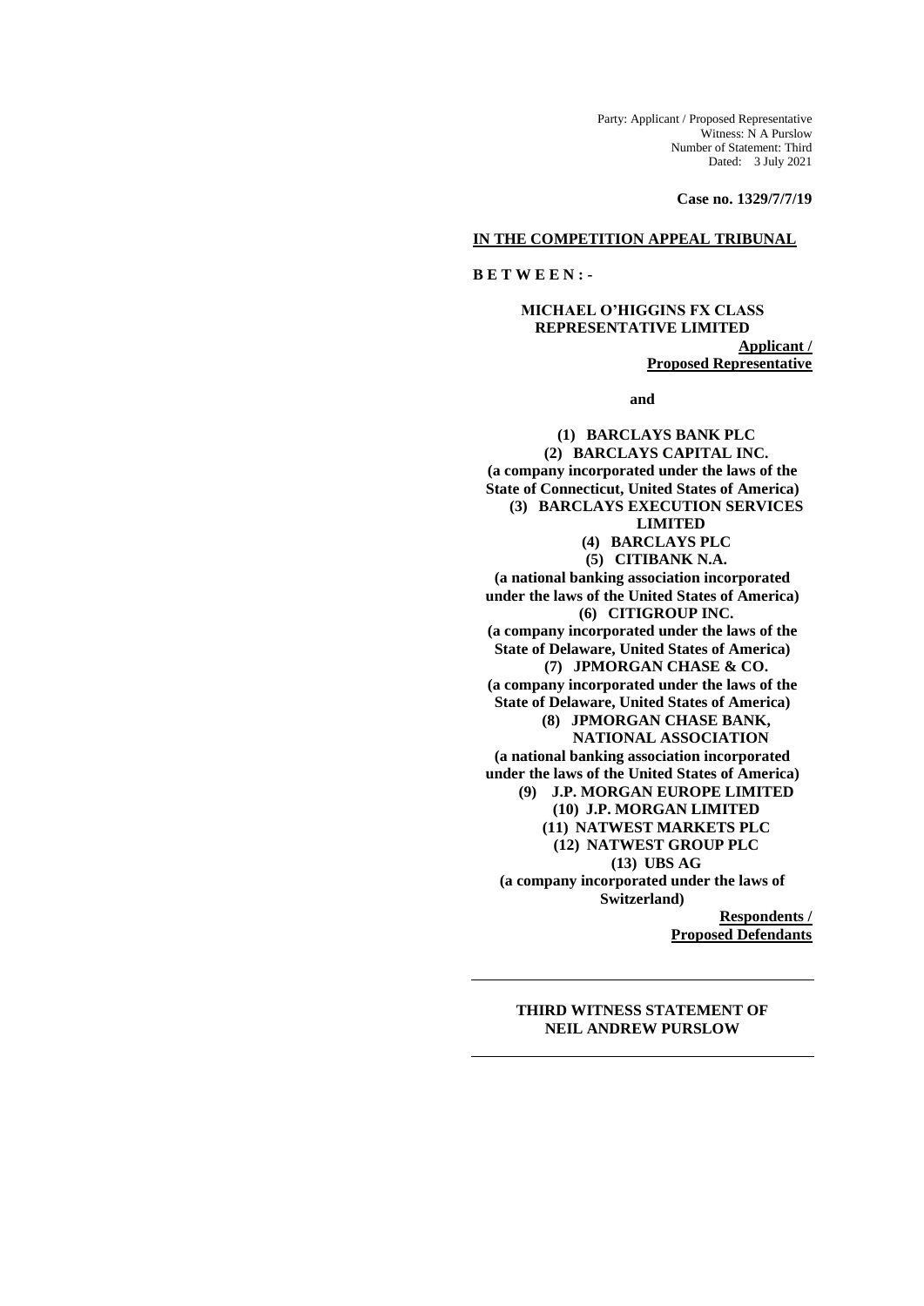Party: Applicant / Proposed Representative
Witness: N A Purslow
Number of Statement: Third
Dated: 3 July 2021

**Case no. 1329/7/7/19**

**IN THE COMPETITION APPEAL TRIBUNAL**

**B E T W E E N : -**

**MICHAEL O'HIGGINS FX CLASS REPRESENTATIVE LIMITED**

**Applicant / Proposed Representative**

**and**

**(1) BARCLAYS BANK PLC**
**(2) BARCLAYS CAPITAL INC.**
**(a company incorporated under the laws of the State of Connecticut, United States of America)**
**(3) BARCLAYS EXECUTION SERVICES LIMITED**
**(4) BARCLAYS PLC**
**(5) CITIBANK N.A.**
**(a national banking association incorporated under the laws of the United States of America)**
**(6) CITIGROUP INC.**
**(a company incorporated under the laws of the State of Delaware, United States of America)**
**(7) JPMORGAN CHASE & CO.**
**(a company incorporated under the laws of the State of Delaware, United States of America)**
**(8) JPMORGAN CHASE BANK, NATIONAL ASSOCIATION**
**(a national banking association incorporated under the laws of the United States of America)**
**(9) J.P. MORGAN EUROPE LIMITED**
**(10) J.P. MORGAN LIMITED**
**(11) NATWEST MARKETS PLC**
**(12) NATWEST GROUP PLC**
**(13) UBS AG**
**(a company incorporated under the laws of Switzerland)**

**Respondents / Proposed Defendants**

---

**THIRD WITNESS STATEMENT OF NEIL ANDREW PURSLOW**

---